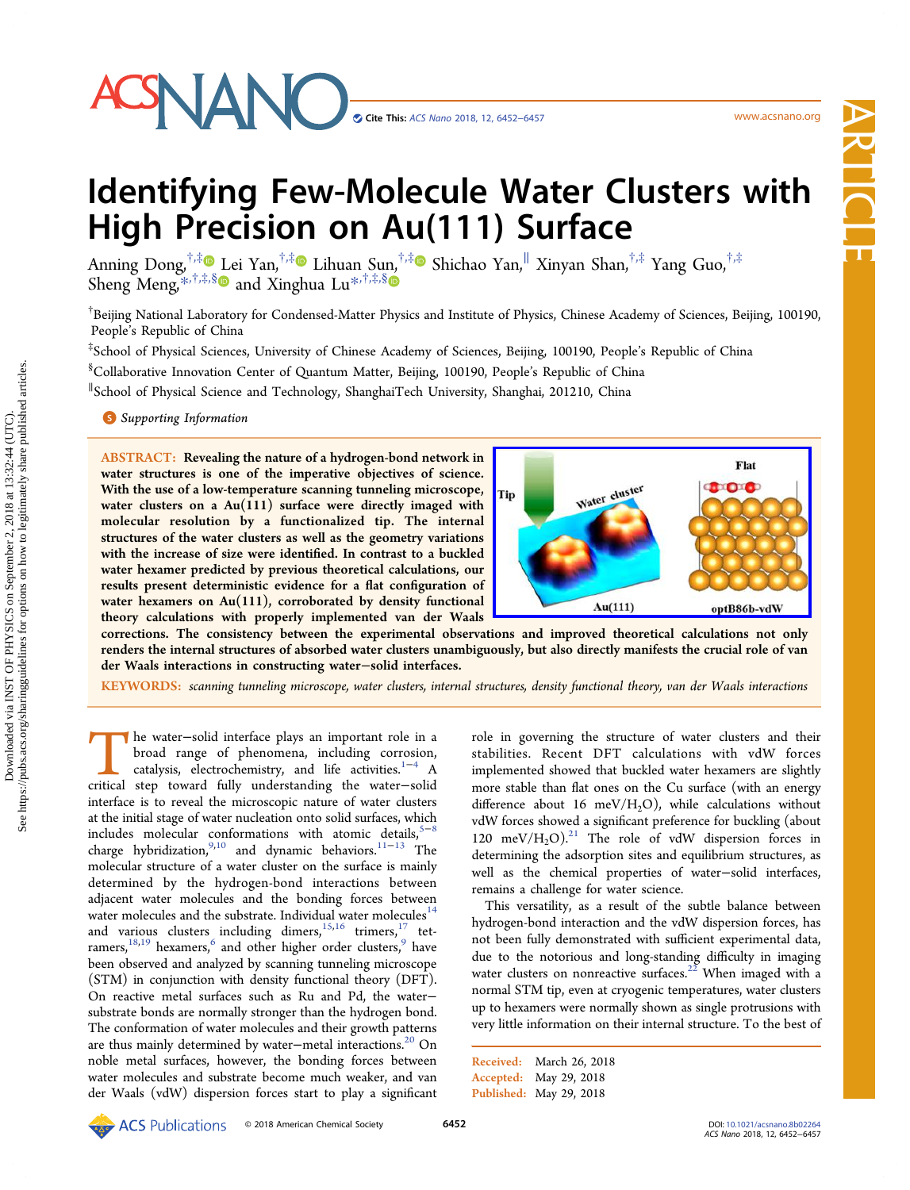# Identifying Few-Molecule Water Clusters with High Precision on Au(111) Surface

Anning Dong,[†,‡] Lei Yan,[†,‡] Lihuan Sun,[†,‡] Shichao Yan,[∥] Xinyan Shan,[†,‡] Yang Guo,[†,‡] Sheng Meng,[*,†,‡,§] and Xinghua Lu[*,†,‡,§]

[†]Beijing National Laboratory for Condensed-Matter Physics and Institute of Physics, Chinese Academy of Sciences, Beijing, 100190, People's Republic of China

[‡]School of Physical Sciences, University of Chinese Academy of Sciences, Beijing, 100190, People's Republic of China

[§]Collaborative Innovation Center of Quantum Matter, Beijing, 100190, People's Republic of China

[∥]School of Physical Science and Technology, ShanghaiTech University, Shanghai, 201210, China

*Supporting Information*

**ABSTRACT:** **Revealing the nature of a hydrogen-bond network in water structures is one of the imperative objectives of science. With the use of a low-temperature scanning tunneling microscope, water clusters on a Au(111) surface were directly imaged with molecular resolution by a functionalized tip. The internal structures of the water clusters as well as the geometry variations with the increase of size were identified. In contrast to a buckled water hexamer predicted by previous theoretical calculations, our results present deterministic evidence for a flat configuration of water hexamers on Au(111), corroborated by density functional theory calculations with properly implemented van der Waals corrections. The consistency between the experimental observations and improved theoretical calculations not only renders the internal structures of absorbed water clusters unambiguously, but also directly manifests the crucial role of van der Waals interactions in constructing water–solid interfaces.**

**KEYWORDS:** *scanning tunneling microscope, water clusters, internal structures, density functional theory, van der Waals interactions*

The water–solid interface plays an important role in a broad range of phenomena, including corrosion, catalysis, electrochemistry, and life activities.[1−4] A critical step toward fully understanding the water–solid interface is to reveal the microscopic nature of water clusters at the initial stage of water nucleation onto solid surfaces, which includes molecular conformations with atomic details,[5−8] charge hybridization,[9,10] and dynamic behaviors.[11−13] The molecular structure of a water cluster on the surface is mainly determined by the hydrogen-bond interactions between adjacent water molecules and the bonding forces between water molecules and the substrate. Individual water molecules[14] and various clusters including dimers,[15,16] trimers,[17] tetramers,[18,19] hexamers,[6] and other higher order clusters,[9] have been observed and analyzed by scanning tunneling microscope (STM) in conjunction with density functional theory (DFT). On reactive metal surfaces such as Ru and Pd, the water–substrate bonds are normally stronger than the hydrogen bond. The conformation of water molecules and their growth patterns are thus mainly determined by water–metal interactions.[20] On noble metal surfaces, however, the bonding forces between water molecules and substrate become much weaker, and van der Waals (vdW) dispersion forces start to play a significant role in governing the structure of water clusters and their stabilities. Recent DFT calculations with vdW forces implemented showed that buckled water hexamers are slightly more stable than flat ones on the Cu surface (with an energy difference about 16 meV/$H_2O$), while calculations without vdW forces showed a significant preference for buckling (about 120 meV/$H_2O$).[21] The role of vdW dispersion forces in determining the adsorption sites and equilibrium structures, as well as the chemical properties of water–solid interfaces, remains a challenge for water science.

This versatility, as a result of the subtle balance between hydrogen-bond interaction and the vdW dispersion forces, has not been fully demonstrated with sufficient experimental data, due to the notorious and long-standing difficulty in imaging water clusters on nonreactive surfaces.[22] When imaged with a normal STM tip, even at cryogenic temperatures, water clusters up to hexamers were normally shown as single protrusions with very little information on their internal structure. To the best of

Received: March 26, 2018
Accepted: May 29, 2018
Published: May 29, 2018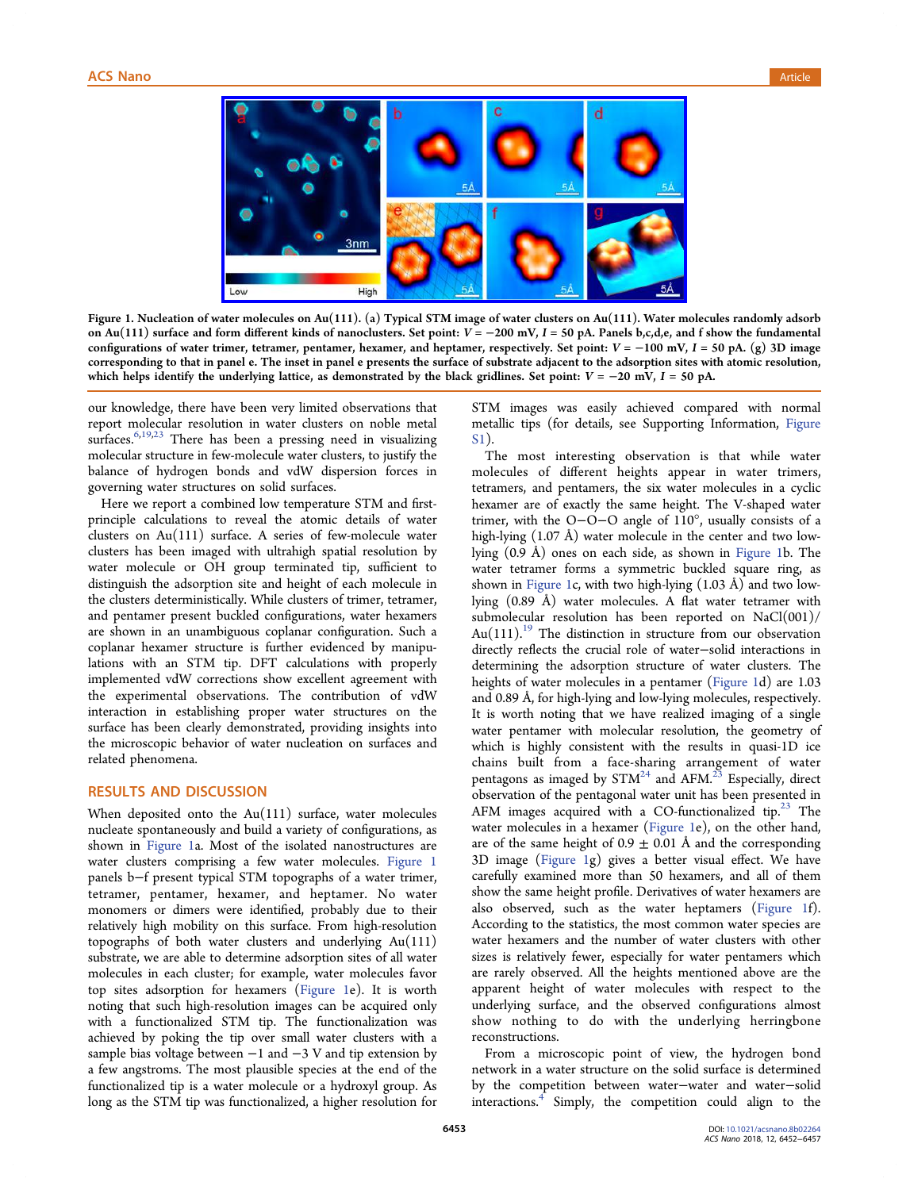**Figure 1. Nucleation of water molecules on Au(111). (a) Typical STM image of water clusters on Au(111). Water molecules randomly adsorb on Au(111) surface and form different kinds of nanoclusters. Set point: $V = -200$ mV, $I = 50$ pA. Panels b,c,d,e, and f show the fundamental configurations of water trimer, tetramer, pentamer, hexamer, and heptamer, respectively. Set point: $V = -100$ mV, $I = 50$ pA. (g) 3D image corresponding to that in panel e. The inset in panel e presents the surface of substrate adjacent to the adsorption sites with atomic resolution, which helps identify the underlying lattice, as demonstrated by the black gridlines. Set point: $V = -20$ mV, $I = 50$ pA.**

our knowledge, there have been very limited observations that report molecular resolution in water clusters on noble metal surfaces.[6,19,23] There has been a pressing need in visualizing molecular structure in few-molecule water clusters, to justify the balance of hydrogen bonds and vdW dispersion forces in governing water structures on solid surfaces.

Here we report a combined low temperature STM and first-principle calculations to reveal the atomic details of water clusters on Au(111) surface. A series of few-molecule water clusters has been imaged with ultrahigh spatial resolution by water molecule or OH group terminated tip, sufficient to distinguish the adsorption site and height of each molecule in the clusters deterministically. While clusters of trimer, tetramer, and pentamer present buckled configurations, water hexamers are shown in an unambiguous coplanar configuration. Such a coplanar hexamer structure is further evidenced by manipulations with an STM tip. DFT calculations with properly implemented vdW corrections show excellent agreement with the experimental observations. The contribution of vdW interaction in establishing proper water structures on the surface has been clearly demonstrated, providing insights into the microscopic behavior of water nucleation on surfaces and related phenomena.

## RESULTS AND DISCUSSION

When deposited onto the Au(111) surface, water molecules nucleate spontaneously and build a variety of configurations, as shown in Figure 1a. Most of the isolated nanostructures are water clusters comprising a few water molecules. Figure 1 panels b−f present typical STM topographs of a water trimer, tetramer, pentamer, hexamer, and heptamer. No water monomers or dimers were identified, probably due to their relatively high mobility on this surface. From high-resolution topographs of both water clusters and underlying Au(111) substrate, we are able to determine adsorption sites of all water molecules in each cluster; for example, water molecules favor top sites adsorption for hexamers (Figure 1e). It is worth noting that such high-resolution images can be acquired only with a functionalized STM tip. The functionalization was achieved by poking the tip over small water clusters with a sample bias voltage between −1 and −3 V and tip extension by a few angstroms. The most plausible species at the end of the functionalized tip is a water molecule or a hydroxyl group. As long as the STM tip was functionalized, a higher resolution for STM images was easily achieved compared with normal metallic tips (for details, see Supporting Information, Figure S1).

The most interesting observation is that while water molecules of different heights appear in water trimers, tetramers, and pentamers, the six water molecules in a cyclic hexamer are of exactly the same height. The V-shaped water trimer, with the O−O−O angle of 110°, usually consists of a high-lying (1.07 Å) water molecule in the center and two low-lying (0.9 Å) ones on each side, as shown in Figure 1b. The water tetramer forms a symmetric buckled square ring, as shown in Figure 1c, with two high-lying (1.03 Å) and two low-lying (0.89 Å) water molecules. A flat water tetramer with submolecular resolution has been reported on NaCl(001)/Au(111).[19] The distinction in structure from our observation directly reflects the crucial role of water−solid interactions in determining the adsorption structure of water clusters. The heights of water molecules in a pentamer (Figure 1d) are 1.03 and 0.89 Å, for high-lying and low-lying molecules, respectively. It is worth noting that we have realized imaging of a single water pentamer with molecular resolution, the geometry of which is highly consistent with the results in quasi-1D ice chains built from a face-sharing arrangement of water pentagons as imaged by STM[24] and AFM.[23] Especially, direct observation of the pentagonal water unit has been presented in AFM images acquired with a CO-functionalized tip.[23] The water molecules in a hexamer (Figure 1e), on the other hand, are of the same height of 0.9 ± 0.01 Å and the corresponding 3D image (Figure 1g) gives a better visual effect. We have carefully examined more than 50 hexamers, and all of them show the same height profile. Derivatives of water hexamers are also observed, such as the water heptamers (Figure 1f). According to the statistics, the most common water species are water hexamers and the number of water clusters with other sizes is relatively fewer, especially for water pentamers which are rarely observed. All the heights mentioned above are the apparent height of water molecules with respect to the underlying surface, and the observed configurations almost show nothing to do with the underlying herringbone reconstructions.

From a microscopic point of view, the hydrogen bond network in a water structure on the solid surface is determined by the competition between water−water and water−solid interactions.[4] Simply, the competition could align to the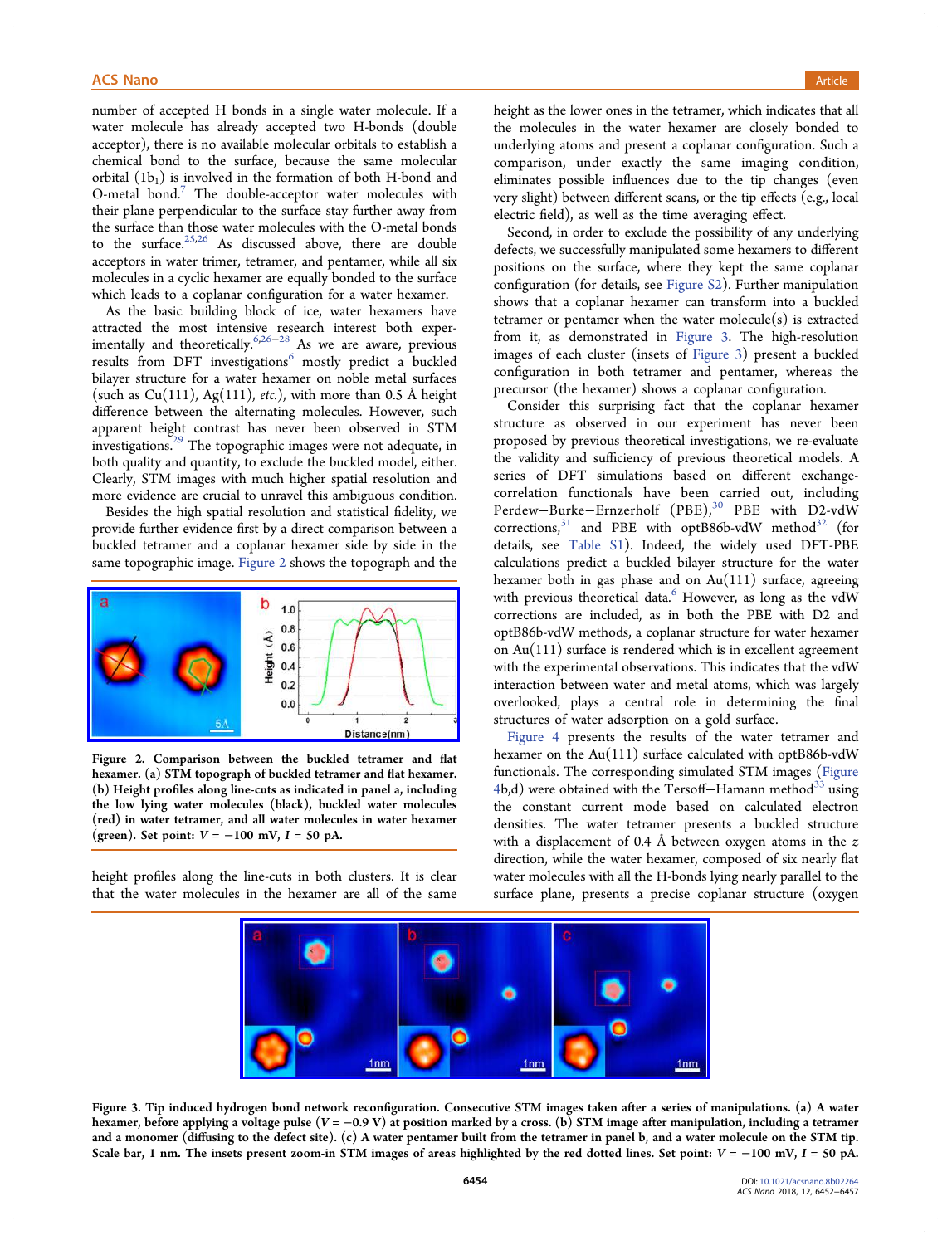number of accepted H bonds in a single water molecule. If a water molecule has already accepted two H-bonds (double acceptor), there is no available molecular orbitals to establish a chemical bond to the surface, because the same molecular orbital ($1b_1$) is involved in the formation of both H-bond and O-metal bond.[7] The double-acceptor water molecules with their plane perpendicular to the surface stay further away from the surface than those water molecules with the O-metal bonds to the surface.[25,26] As discussed above, there are double acceptors in water trimer, tetramer, and pentamer, while all six molecules in a cyclic hexamer are equally bonded to the surface which leads to a coplanar configuration for a water hexamer.

As the basic building block of ice, water hexamers have attracted the most intensive research interest both experimentally and theoretically.[6,26−28] As we are aware, previous results from DFT investigations[6] mostly predict a buckled bilayer structure for a water hexamer on noble metal surfaces (such as Cu(111), Ag(111), *etc.*), with more than 0.5 Å height difference between the alternating molecules. However, such apparent height contrast has never been observed in STM investigations.[29] The topographic images were not adequate, in both quality and quantity, to exclude the buckled model, either. Clearly, STM images with much higher spatial resolution and more evidence are crucial to unravel this ambiguous condition.

Besides the high spatial resolution and statistical fidelity, we provide further evidence first by a direct comparison between a buckled tetramer and a coplanar hexamer side by side in the same topographic image. Figure 2 shows the topograph and the height profiles along the line-cuts in both clusters. It is clear that the water molecules in the hexamer are all of the same height as the lower ones in the tetramer, which indicates that all the molecules in the water hexamer are closely bonded to underlying atoms and present a coplanar configuration. Such a comparison, under exactly the same imaging condition, eliminates possible influences due to the tip changes (even very slight) between different scans, or the tip effects (e.g., local electric field), as well as the time averaging effect.

**Figure 2. Comparison between the buckled tetramer and flat hexamer. (a) STM topograph of buckled tetramer and flat hexamer. (b) Height profiles along line-cuts as indicated in panel a, including the low lying water molecules (black), buckled water molecules (red) in water tetramer, and all water molecules in water hexamer (green). Set point: $V = -100$ mV, $I = 50$ pA.**

Second, in order to exclude the possibility of any underlying defects, we successfully manipulated some hexamers to different positions on the surface, where they kept the same coplanar configuration (for details, see Figure S2). Further manipulation shows that a coplanar hexamer can transform into a buckled tetramer or pentamer when the water molecule(s) is extracted from it, as demonstrated in Figure 3. The high-resolution images of each cluster (insets of Figure 3) present a buckled configuration in both tetramer and pentamer, whereas the precursor (the hexamer) shows a coplanar configuration.

Consider this surprising fact that the coplanar hexamer structure as observed in our experiment has never been proposed by previous theoretical investigations, we re-evaluate the validity and sufficiency of previous theoretical models. A series of DFT simulations based on different exchange-correlation functionals have been carried out, including Perdew−Burke−Ernzerhof (PBE),[30] PBE with D2-vdW corrections,[31] and PBE with optB86b-vdW method[32] (for details, see Table S1). Indeed, the widely used DFT-PBE calculations predict a buckled bilayer structure for the water hexamer both in gas phase and on Au(111) surface, agreeing with previous theoretical data.[6] However, as long as the vdW corrections are included, as in both the PBE with D2 and optB86b-vdW methods, a coplanar structure for water hexamer on Au(111) surface is rendered which is in excellent agreement with the experimental observations. This indicates that the vdW interaction between water and metal atoms, which was largely overlooked, plays a central role in determining the final structures of water adsorption on a gold surface.

Figure 4 presents the results of the water tetramer and hexamer on the Au(111) surface calculated with optB86b-vdW functionals. The corresponding simulated STM images (Figure 4b,d) were obtained with the Tersoff−Hamann method[33] using the constant current mode based on calculated electron densities. The water tetramer presents a buckled structure with a displacement of 0.4 Å between oxygen atoms in the *z* direction, while the water hexamer, composed of six nearly flat water molecules with all the H-bonds lying nearly parallel to the surface plane, presents a precise coplanar structure (oxygen

**Figure 3. Tip induced hydrogen bond network reconfiguration. Consecutive STM images taken after a series of manipulations. (a) A water hexamer, before applying a voltage pulse ($V = -0.9$ V) at position marked by a cross. (b) STM image after manipulation, including a tetramer and a monomer (diffusing to the defect site). (c) A water pentamer built from the tetramer in panel b, and a water molecule on the STM tip. Scale bar, 1 nm. The insets present zoom-in STM images of areas highlighted by the red dotted lines. Set point: $V = -100$ mV, $I = 50$ pA.**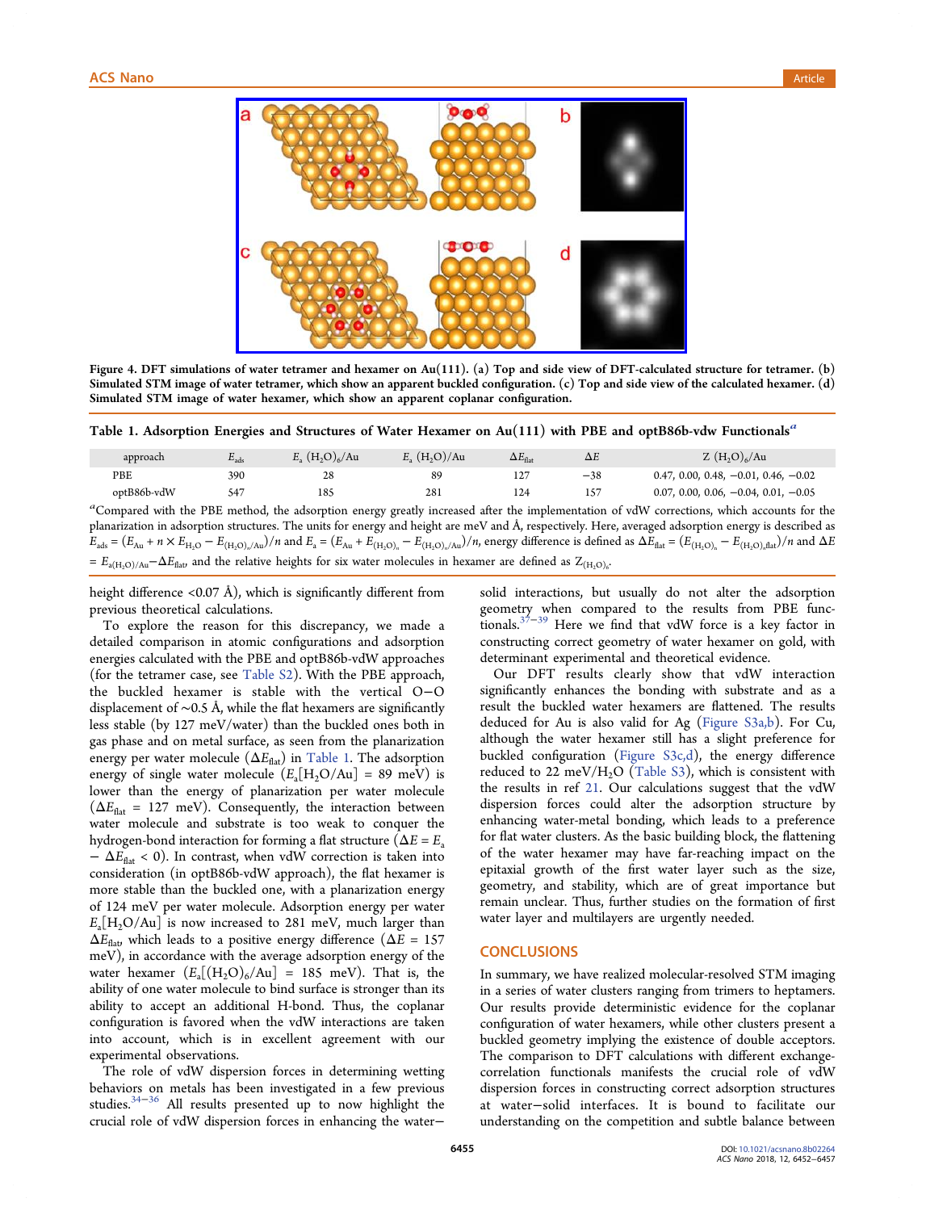Figure 4. DFT simulations of water tetramer and hexamer on Au(111). (a) Top and side view of DFT-calculated structure for tetramer. (b) Simulated STM image of water tetramer, which show an apparent buckled configuration. (c) Top and side view of the calculated hexamer. (d) Simulated STM image of water hexamer, which show an apparent coplanar configuration.

Table 1. Adsorption Energies and Structures of Water Hexamer on Au(111) with PBE and optB86b-vdw Functionals[a]

| approach | $E_{ads}$ | $E_a$ $(H_2O)_6$/Au | $E_a$ $(H_2O)$/Au | $\Delta E_{flat}$ | $\Delta E$ | Z $(H_2O)_6$/Au |
|---|---|---|---|---|---|---|
| PBE | 390 | 28 | 89 | 127 | −38 | 0.47, 0.00, 0.48, −0.01, 0.46, −0.02 |
| optB86b-vdW | 547 | 185 | 281 | 124 | 157 | 0.07, 0.00, 0.06, −0.04, 0.01, −0.05 |

[a]Compared with the PBE method, the adsorption energy greatly increased after the implementation of vdW corrections, which accounts for the planarization in adsorption structures. The units for energy and height are meV and Å, respectively. Here, averaged adsorption energy is described as $E_{ads} = (E_{Au} + n \times E_{H_2O} - E_{(H_2O)_n/Au})/n$ and $E_a = (E_{Au} + E_{(H_2O)_n} - E_{(H_2O)_n/Au})/n$, energy difference is defined as $\Delta E_{flat} = (E_{(H_2O)_n} - E_{(H_2O)_n flat})/n$ and $\Delta E = E_{a(H_2O)/Au} - \Delta E_{flat}$, and the relative heights for six water molecules in hexamer are defined as $Z_{(H_2O)_6}$.

height difference <0.07 Å), which is significantly different from previous theoretical calculations.

To explore the reason for this discrepancy, we made a detailed comparison in atomic configurations and adsorption energies calculated with the PBE and optB86b-vdW approaches (for the tetramer case, see Table S2). With the PBE approach, the buckled hexamer is stable with the vertical O−O displacement of ~0.5 Å, while the flat hexamers are significantly less stable (by 127 meV/water) than the buckled ones both in gas phase and on metal surface, as seen from the planarization energy per water molecule ($\Delta E_{flat}$) in Table 1. The adsorption energy of single water molecule ($E_a[H_2O/Au]$ = 89 meV) is lower than the energy of planarization per water molecule ($\Delta E_{flat}$ = 127 meV). Consequently, the interaction between water molecule and substrate is too weak to conquer the hydrogen-bond interaction for forming a flat structure ($\Delta E = E_a - \Delta E_{flat} < 0$). In contrast, when vdW correction is taken into consideration (in optB86b-vdW approach), the flat hexamer is more stable than the buckled one, with a planarization energy of 124 meV per water molecule. Adsorption energy per water $E_a[H_2O/Au]$ is now increased to 281 meV, much larger than $\Delta E_{flat}$, which leads to a positive energy difference ($\Delta E$ = 157 meV), in accordance with the average adsorption energy of the water hexamer ($E_a[(H_2O)_6/Au]$ = 185 meV). That is, the ability of one water molecule to bind surface is stronger than its ability to accept an additional H-bond. Thus, the coplanar configuration is favored when the vdW interactions are taken into account, which is in excellent agreement with our experimental observations.

The role of vdW dispersion forces in determining wetting behaviors on metals has been investigated in a few previous studies.[34−36] All results presented up to now highlight the crucial role of vdW dispersion forces in enhancing the water−solid interactions, but usually do not alter the adsorption geometry when compared to the results from PBE functionals.[37−39] Here we find that vdW force is a key factor in constructing correct geometry of water hexamer on gold, with determinant experimental and theoretical evidence.

Our DFT results clearly show that vdW interaction significantly enhances the bonding with substrate and as a result the buckled water hexamers are flattened. The results deduced for Au is also valid for Ag (Figure S3a,b). For Cu, although the water hexamer still has a slight preference for buckled configuration (Figure S3c,d), the energy difference reduced to 22 meV/$H_2O$ (Table S3), which is consistent with the results in ref 21. Our calculations suggest that the vdW dispersion forces could alter the adsorption structure by enhancing water-metal bonding, which leads to a preference for flat water clusters. As the basic building block, the flattening of the water hexamer may have far-reaching impact on the epitaxial growth of the first water layer such as the size, geometry, and stability, which are of great importance but remain unclear. Thus, further studies on the formation of first water layer and multilayers are urgently needed.

## CONCLUSIONS

In summary, we have realized molecular-resolved STM imaging in a series of water clusters ranging from trimers to heptamers. Our results provide deterministic evidence for the coplanar configuration of water hexamers, while other clusters present a buckled geometry implying the existence of double acceptors. The comparison to DFT calculations with different exchange-correlation functionals manifests the crucial role of vdW dispersion forces in constructing correct adsorption structures at water−solid interfaces. It is bound to facilitate our understanding on the competition and subtle balance between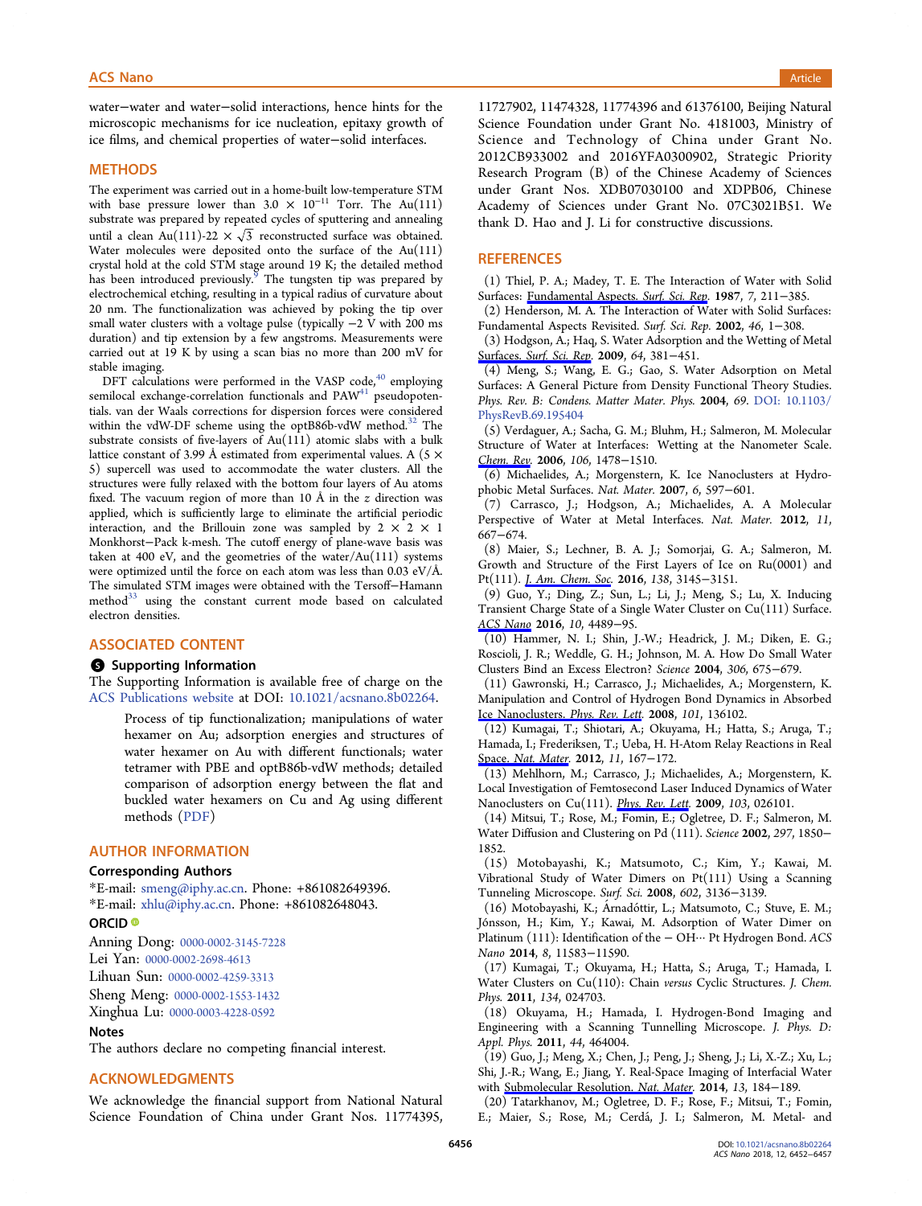water–water and water–solid interactions, hence hints for the microscopic mechanisms for ice nucleation, epitaxy growth of ice films, and chemical properties of water–solid interfaces.

## METHODS

The experiment was carried out in a home-built low-temperature STM with base pressure lower than $3.0 \times 10^{-11}$ Torr. The Au(111) substrate was prepared by repeated cycles of sputtering and annealing until a clean Au(111)-22 × $\sqrt{3}$ reconstructed surface was obtained. Water molecules were deposited onto the surface of the Au(111) crystal hold at the cold STM stage around 19 K; the detailed method has been introduced previously.[9] The tungsten tip was prepared by electrochemical etching, resulting in a typical radius of curvature about 20 nm. The functionalization was achieved by poking the tip over small water clusters with a voltage pulse (typically −2 V with 200 ms duration) and tip extension by a few angstroms. Measurements were carried out at 19 K by using a scan bias no more than 200 mV for stable imaging.

DFT calculations were performed in the VASP code,[40] employing semilocal exchange-correlation functionals and PAW[41] pseudopotentials. van der Waals corrections for dispersion forces were considered within the vdW-DF scheme using the optB86b-vdW method.[32] The substrate consists of five-layers of Au(111) atomic slabs with a bulk lattice constant of 3.99 Å estimated from experimental values. A (5 × 5) supercell was used to accommodate the water clusters. All the structures were fully relaxed with the bottom four layers of Au atoms fixed. The vacuum region of more than 10 Å in the $z$ direction was applied, which is sufficiently large to eliminate the artificial periodic interaction, and the Brillouin zone was sampled by 2 × 2 × 1 Monkhorst–Pack k-mesh. The cutoff energy of plane-wave basis was taken at 400 eV, and the geometries of the water/Au(111) systems were optimized until the force on each atom was less than 0.03 eV/Å. The simulated STM images were obtained with the Tersoff–Hamann method[33] using the constant current mode based on calculated electron densities.

## ASSOCIATED CONTENT

### Supporting Information

The Supporting Information is available free of charge on the ACS Publications website at DOI: 10.1021/acsnano.8b02264.

> Process of tip functionalization; manipulations of water hexamer on Au; adsorption energies and structures of water hexamer on Au with different functionals; water tetramer with PBE and optB86b-vdW methods; detailed comparison of adsorption energy between the flat and buckled water hexamers on Cu and Ag using different methods (PDF)

## AUTHOR INFORMATION

### Corresponding Authors

*E-mail: smeng@iphy.ac.cn. Phone: +861082649396.

*E-mail: xhlu@iphy.ac.cn. Phone: +861082648043.

### ORCID

Anning Dong: 0000-0002-3145-7228

Lei Yan: 0000-0002-2698-4613

Lihuan Sun: 0000-0002-4259-3313

Sheng Meng: 0000-0002-1553-1432

Xinghua Lu: 0000-0003-4228-0592

### Notes

The authors declare no competing financial interest.

## ACKNOWLEDGMENTS

We acknowledge the financial support from National Natural Science Foundation of China under Grant Nos. 11774395, 11727902, 11474328, 11774396 and 61376100, Beijing Natural Science Foundation under Grant No. 4181003, Ministry of Science and Technology of China under Grant No. 2012CB933002 and 2016YFA0300902, Strategic Priority Research Program (B) of the Chinese Academy of Sciences under Grant Nos. XDB07030100 and XDPB06, Chinese Academy of Sciences under Grant No. 07C3021B51. We thank D. Hao and J. Li for constructive discussions.

## REFERENCES

(1) Thiel, P. A.; Madey, T. E. The Interaction of Water with Solid Surfaces: Fundamental Aspects. *Surf. Sci. Rep.* **1987**, *7*, 211–385.

(2) Henderson, M. A. The Interaction of Water with Solid Surfaces: Fundamental Aspects Revisited. *Surf. Sci. Rep.* **2002**, *46*, 1–308.

(3) Hodgson, A.; Haq, S. Water Adsorption and the Wetting of Metal Surfaces. *Surf. Sci. Rep.* **2009**, *64*, 381–451.

(4) Meng, S.; Wang, E. G.; Gao, S. Water Adsorption on Metal Surfaces: A General Picture from Density Functional Theory Studies. *Phys. Rev. B: Condens. Matter Mater. Phys.* **2004**, *69*. DOI: 10.1103/PhysRevB.69.195404

(5) Verdaguer, A.; Sacha, G. M.; Bluhm, H.; Salmeron, M. Molecular Structure of Water at Interfaces: Wetting at the Nanometer Scale. *Chem. Rev.* **2006**, *106*, 1478–1510.

(6) Michaelides, A.; Morgenstern, K. Ice Nanoclusters at Hydrophobic Metal Surfaces. *Nat. Mater.* **2007**, *6*, 597–601.

(7) Carrasco, J.; Hodgson, A.; Michaelides, A. A Molecular Perspective of Water at Metal Interfaces. *Nat. Mater.* **2012**, *11*, 667–674.

(8) Maier, S.; Lechner, B. A. J.; Somorjai, G. A.; Salmeron, M. Growth and Structure of the First Layers of Ice on Ru(0001) and Pt(111). *J. Am. Chem. Soc.* **2016**, *138*, 3145–3151.

(9) Guo, Y.; Ding, Z.; Sun, L.; Li, J.; Meng, S.; Lu, X. Inducing Transient Charge State of a Single Water Cluster on Cu(111) Surface. *ACS Nano* **2016**, *10*, 4489–95.

(10) Hammer, N. I.; Shin, J.-W.; Headrick, J. M.; Diken, E. G.; Roscioli, J. R.; Weddle, G. H.; Johnson, M. A. How Do Small Water Clusters Bind an Excess Electron? *Science* **2004**, *306*, 675–679.

(11) Gawronski, H.; Carrasco, J.; Michaelides, A.; Morgenstern, K. Manipulation and Control of Hydrogen Bond Dynamics in Absorbed Ice Nanoclusters. *Phys. Rev. Lett.* **2008**, *101*, 136102.

(12) Kumagai, T.; Shiotari, A.; Okuyama, H.; Hatta, S.; Aruga, T.; Hamada, I.; Frederiksen, T.; Ueba, H. H-Atom Relay Reactions in Real Space. *Nat. Mater.* **2012**, *11*, 167–172.

(13) Mehlhorn, M.; Carrasco, J.; Michaelides, A.; Morgenstern, K. Local Investigation of Femtosecond Laser Induced Dynamics of Water Nanoclusters on Cu(111). *Phys. Rev. Lett.* **2009**, *103*, 026101.

(14) Mitsui, T.; Rose, M.; Fomin, E.; Ogletree, D. F.; Salmeron, M. Water Diffusion and Clustering on Pd (111). *Science* **2002**, *297*, 1850–1852.

(15) Motobayashi, K.; Matsumoto, C.; Kim, Y.; Kawai, M. Vibrational Study of Water Dimers on Pt(111) Using a Scanning Tunneling Microscope. *Surf. Sci.* **2008**, *602*, 3136–3139.

(16) Motobayashi, K.; Árnadóttir, L.; Matsumoto, C.; Stuve, E. M.; Jónsson, H.; Kim, Y.; Kawai, M. Adsorption of Water Dimer on Platinum (111): Identification of the − OH··· Pt Hydrogen Bond. *ACS Nano* **2014**, *8*, 11583–11590.

(17) Kumagai, T.; Okuyama, H.; Hatta, S.; Aruga, T.; Hamada, I. Water Clusters on Cu(110): Chain *versus* Cyclic Structures. *J. Chem. Phys.* **2011**, *134*, 024703.

(18) Okuyama, H.; Hamada, I. Hydrogen-Bond Imaging and Engineering with a Scanning Tunnelling Microscope. *J. Phys. D: Appl. Phys.* **2011**, *44*, 464004.

(19) Guo, J.; Meng, X.; Chen, J.; Peng, J.; Sheng, J.; Li, X.-Z.; Xu, L.; Shi, J.-R.; Wang, E.; Jiang, Y. Real-Space Imaging of Interfacial Water with Submolecular Resolution. *Nat. Mater.* **2014**, *13*, 184–189.

(20) Tatarkhanov, M.; Ogletree, D. F.; Rose, F.; Mitsui, T.; Fomin, E.; Maier, S.; Rose, M.; Cerdá, J. I.; Salmeron, M. Metal- and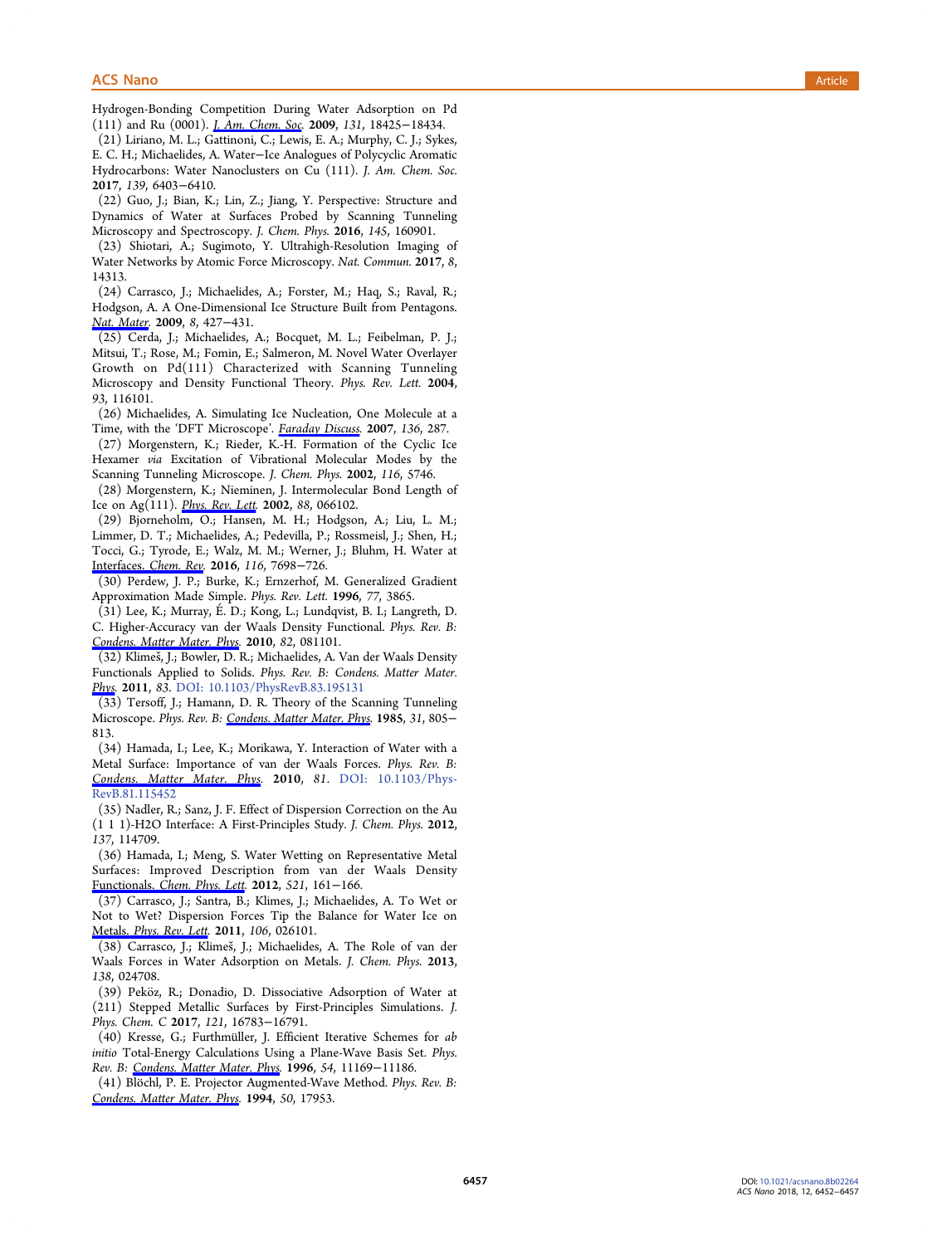Hydrogen-Bonding Competition During Water Adsorption on Pd (111) and Ru (0001). *J. Am. Chem. Soc.* **2009**, *131*, 18425−18434.

(21) Liriano, M. L.; Gattinoni, C.; Lewis, E. A.; Murphy, C. J.; Sykes, E. C. H.; Michaelides, A. Water−Ice Analogues of Polycyclic Aromatic Hydrocarbons: Water Nanoclusters on Cu (111). *J. Am. Chem. Soc.* **2017**, *139*, 6403−6410.

(22) Guo, J.; Bian, K.; Lin, Z.; Jiang, Y. Perspective: Structure and Dynamics of Water at Surfaces Probed by Scanning Tunneling Microscopy and Spectroscopy. *J. Chem. Phys.* **2016**, *145*, 160901.

(23) Shiotari, A.; Sugimoto, Y. Ultrahigh-Resolution Imaging of Water Networks by Atomic Force Microscopy. *Nat. Commun.* **2017**, *8*, 14313.

(24) Carrasco, J.; Michaelides, A.; Forster, M.; Haq, S.; Raval, R.; Hodgson, A. A One-Dimensional Ice Structure Built from Pentagons. *Nat. Mater.* **2009**, *8*, 427−431.

(25) Cerda, J.; Michaelides, A.; Bocquet, M. L.; Feibelman, P. J.; Mitsui, T.; Rose, M.; Fomin, E.; Salmeron, M. Novel Water Overlayer Growth on Pd(111) Characterized with Scanning Tunneling Microscopy and Density Functional Theory. *Phys. Rev. Lett.* **2004**, *93*, 116101.

(26) Michaelides, A. Simulating Ice Nucleation, One Molecule at a Time, with the 'DFT Microscope'. *Faraday Discuss.* **2007**, *136*, 287.

(27) Morgenstern, K.; Rieder, K.-H. Formation of the Cyclic Ice Hexamer *via* Excitation of Vibrational Molecular Modes by the Scanning Tunneling Microscope. *J. Chem. Phys.* **2002**, *116*, 5746.

(28) Morgenstern, K.; Nieminen, J. Intermolecular Bond Length of Ice on Ag(111). *Phys. Rev. Lett.* **2002**, *88*, 066102.

(29) Bjorneholm, O.; Hansen, M. H.; Hodgson, A.; Liu, L. M.; Limmer, D. T.; Michaelides, A.; Pedevilla, P.; Rossmeisl, J.; Shen, H.; Tocci, G.; Tyrode, E.; Walz, M. M.; Werner, J.; Bluhm, H. Water at Interfaces. *Chem. Rev.* **2016**, *116*, 7698−726.

(30) Perdew, J. P.; Burke, K.; Ernzerhof, M. Generalized Gradient Approximation Made Simple. *Phys. Rev. Lett.* **1996**, *77*, 3865.

(31) Lee, K.; Murray, É. D.; Kong, L.; Lundqvist, B. I.; Langreth, D. C. Higher-Accuracy van der Waals Density Functional. *Phys. Rev. B: Condens. Matter Mater. Phys.* **2010**, *82*, 081101.

(32) Klimeš, J.; Bowler, D. R.; Michaelides, A. Van der Waals Density Functionals Applied to Solids. *Phys. Rev. B: Condens. Matter Mater. Phys.* **2011**, *83*. DOI: 10.1103/PhysRevB.83.195131

(33) Tersoff, J.; Hamann, D. R. Theory of the Scanning Tunneling Microscope. *Phys. Rev. B: Condens. Matter Mater. Phys.* **1985**, *31*, 805−813.

(34) Hamada, I.; Lee, K.; Morikawa, Y. Interaction of Water with a Metal Surface: Importance of van der Waals Forces. *Phys. Rev. B: Condens. Matter Mater. Phys.* **2010**, *81*. DOI: 10.1103/PhysRevB.81.115452

(35) Nadler, R.; Sanz, J. F. Effect of Dispersion Correction on the Au (1 1 1)-H2O Interface: A First-Principles Study. *J. Chem. Phys.* **2012**, *137*, 114709.

(36) Hamada, I.; Meng, S. Water Wetting on Representative Metal Surfaces: Improved Description from van der Waals Density Functionals. *Chem. Phys. Lett.* **2012**, *521*, 161−166.

(37) Carrasco, J.; Santra, B.; Klimes, J.; Michaelides, A. To Wet or Not to Wet? Dispersion Forces Tip the Balance for Water Ice on Metals. *Phys. Rev. Lett.* **2011**, *106*, 026101.

(38) Carrasco, J.; Klimeš, J.; Michaelides, A. The Role of van der Waals Forces in Water Adsorption on Metals. *J. Chem. Phys.* **2013**, *138*, 024708.

(39) Peköz, R.; Donadio, D. Dissociative Adsorption of Water at (211) Stepped Metallic Surfaces by First-Principles Simulations. *J. Phys. Chem. C* **2017**, *121*, 16783−16791.

(40) Kresse, G.; Furthmüller, J. Efficient Iterative Schemes for *ab initio* Total-Energy Calculations Using a Plane-Wave Basis Set. *Phys. Rev. B: Condens. Matter Mater. Phys.* **1996**, *54*, 11169−11186.

(41) Blöchl, P. E. Projector Augmented-Wave Method. *Phys. Rev. B: Condens. Matter Mater. Phys.* **1994**, *50*, 17953.